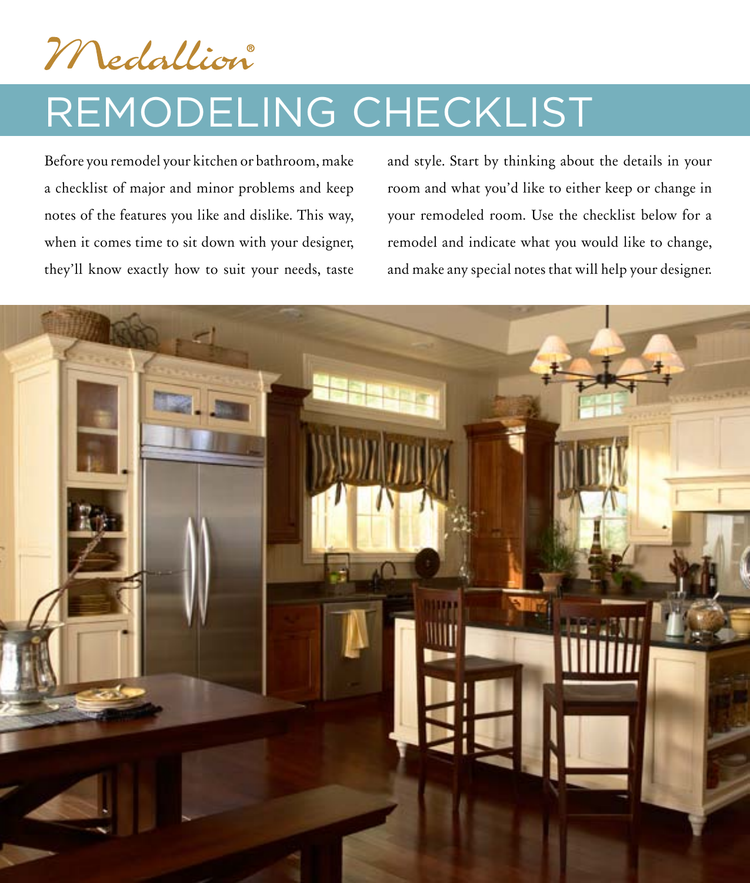Medallion®

# REMODELING CHECKLIST

Before you remodel your kitchen or bathroom, make a checklist of major and minor problems and keep notes of the features you like and dislike. This way, when it comes time to sit down with your designer, they'll know exactly how to suit your needs, taste and style. Start by thinking about the details in your room and what you'd like to either keep or change in your remodeled room. Use the checklist below for a remodel and indicate what you would like to change, and make any special notes that will help your designer.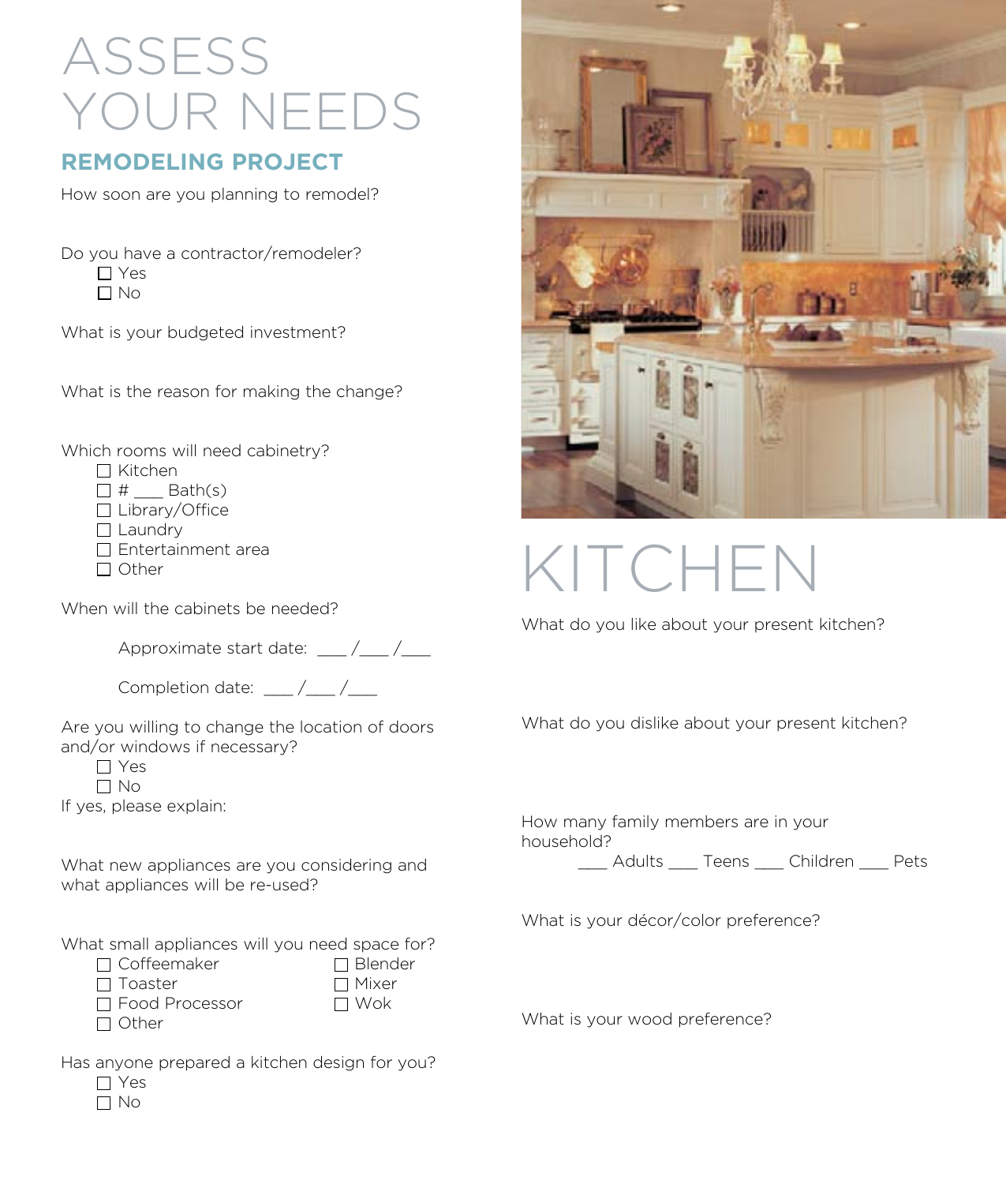# ASSESS YOUR NEEDS

## REMODELING PROJECT

How soon are you planning to remodel?

Do you have a contractor/remodeler?

- ☐ Yes
- ☐ No

What is your budgeted investment?

What is the reason for making the change?

Which rooms will need cabinetry?

- ☐ Kitchen
- ☐ # ___ Bath(s)
- ☐ Library/Office
- ☐ Laundry
- ☐ Entertainment area
- ☐ Other

When will the cabinets be needed?

Approximate start date: ___ /___ /___

Completion date: ___ /___ /___

Are you willing to change the location of doors and/or windows if necessary?

- ☐ Yes
- ☐ No

If yes, please explain:

What new appliances are you considering and what appliances will be re-used?

What small appliances will you need space for?

- ☐ Coffeemaker
- ☐ Toaster
- ☐ Food Processor
- ☐ Other
- ☐ Blender
- ☐ Mixer
- ☐ Wok

Has anyone prepared a kitchen design for you?

- ☐ Yes
- ☐ No

# KITCHEN

What do you like about your present kitchen?

What do you dislike about your present kitchen?

How many family members are in your household?

___ Adults ___ Teens ___ Children ___ Pets

What is your décor/color preference?

What is your wood preference?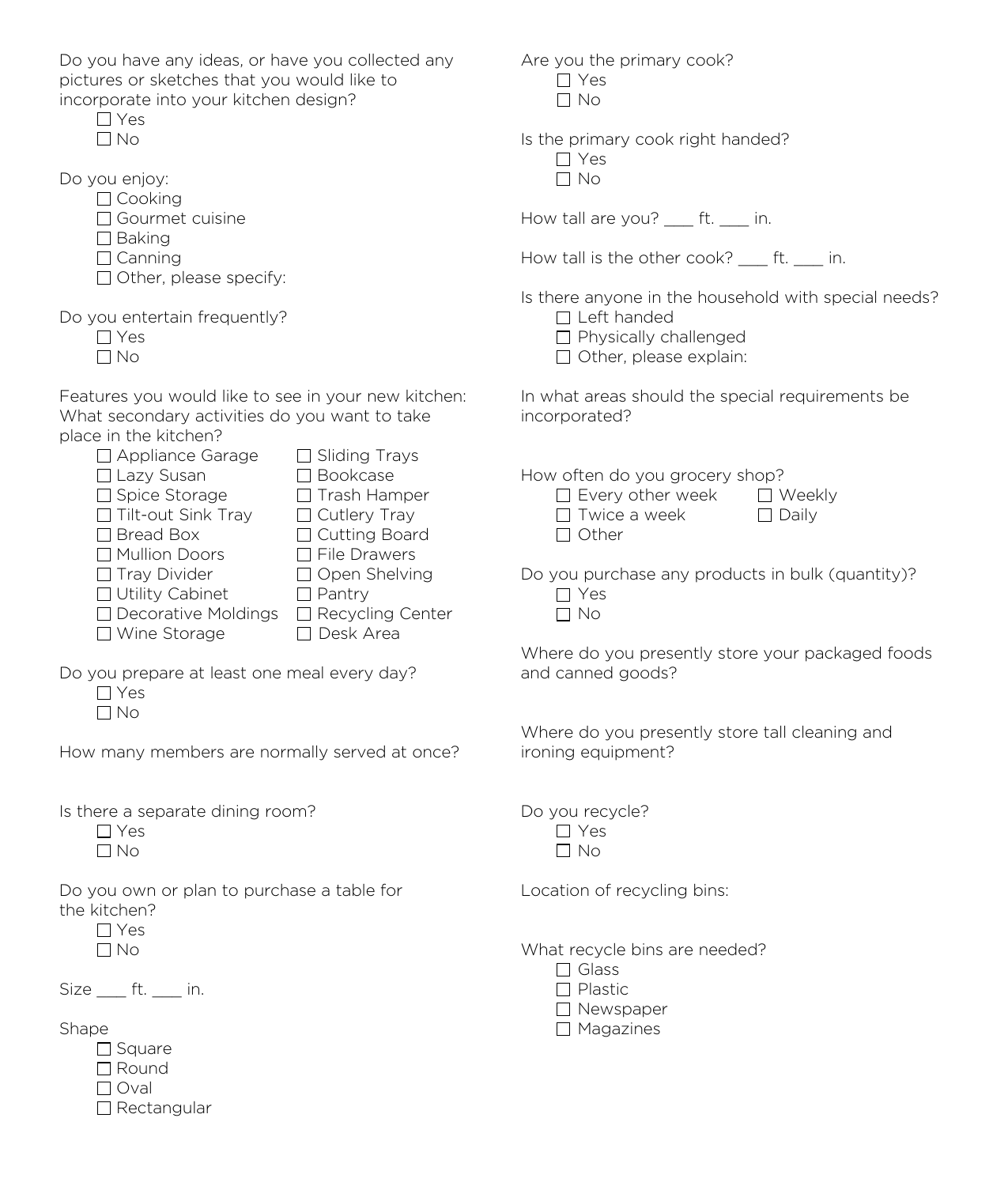Do you have any ideas, or have you collected any pictures or sketches that you would like to incorporate into your kitchen design?

- ☐ Yes
- ☐ No

Do you enjoy:

- ☐ Cooking
- ☐ Gourmet cuisine
- ☐ Baking
- ☐ Canning
- ☐ Other, please specify:

Do you entertain frequently?

- ☐ Yes
- ☐ No

Features you would like to see in your new kitchen: What secondary activities do you want to take place in the kitchen?

- ☐ Appliance Garage
- ☐ Lazy Susan
- ☐ Spice Storage
- ☐ Tilt-out Sink Tray
- ☐ Bread Box
- ☐ Mullion Doors
- ☐ Tray Divider
- ☐ Utility Cabinet
- ☐ Decorative Moldings
- ☐ Wine Storage
- ☐ Sliding Trays
- ☐ Bookcase
- ☐ Trash Hamper
- ☐ Cutlery Tray
- ☐ Cutting Board
- ☐ File Drawers
- ☐ Open Shelving
- ☐ Pantry
- ☐ Recycling Center
- ☐ Desk Area

Do you prepare at least one meal every day?

- ☐ Yes
- ☐ No

How many members are normally served at once?

Is there a separate dining room?

- ☐ Yes
- ☐ No

Do you own or plan to purchase a table for the kitchen?

- ☐ Yes
- ☐ No

Size ___ ft. ___ in.

Shape

- ☐ Square
- ☐ Round
- ☐ Oval
- ☐ Rectangular

Are you the primary cook?

- ☐ Yes
- ☐ No

Is the primary cook right handed?

- ☐ Yes
- ☐ No

How tall are you? ___ ft. ___ in.

How tall is the other cook? ___ ft. ___ in.

Is there anyone in the household with special needs?

- ☐ Left handed
- ☐ Physically challenged
- ☐ Other, please explain:

In what areas should the special requirements be incorporated?

How often do you grocery shop?

- ☐ Every other week
- ☐ Twice a week
- ☐ Other
- ☐ Weekly
- ☐ Daily

Do you purchase any products in bulk (quantity)?

- ☐ Yes
- ☐ No

Where do you presently store your packaged foods and canned goods?

Where do you presently store tall cleaning and ironing equipment?

Do you recycle?

- ☐ Yes
- ☐ No

Location of recycling bins:

What recycle bins are needed?

- ☐ Glass
- ☐ Plastic
- ☐ Newspaper
- ☐ Magazines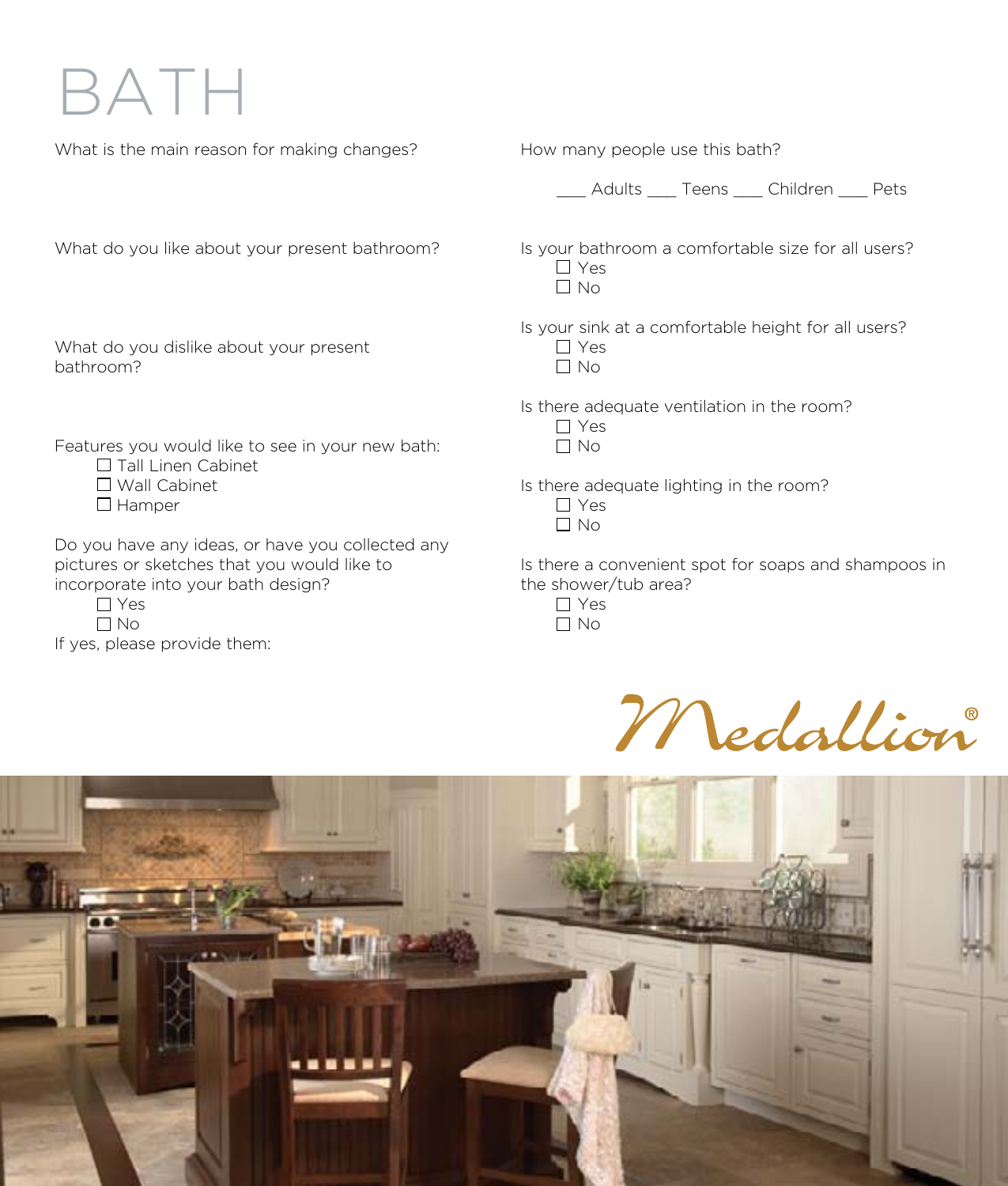# BATH

What is the main reason for making changes?

What do you like about your present bathroom?

What do you dislike about your present bathroom?

Features you would like to see in your new bath:

- ☐ Tall Linen Cabinet
- ☐ Wall Cabinet
- ☐ Hamper

Do you have any ideas, or have you collected any pictures or sketches that you would like to incorporate into your bath design?

- ☐ Yes
- ☐ No

If yes, please provide them:

How many people use this bath?

___ Adults ___ Teens ___ Children ___ Pets

Is your bathroom a comfortable size for all users?

- ☐ Yes
- ☐ No

Is your sink at a comfortable height for all users?

- ☐ Yes
- ☐ No

Is there adequate ventilation in the room?

- ☐ Yes
- ☐ No

Is there adequate lighting in the room?

- ☐ Yes
- ☐ No

Is there a convenient spot for soaps and shampoos in the shower/tub area?

- ☐ Yes
- ☐ No

Medallion®